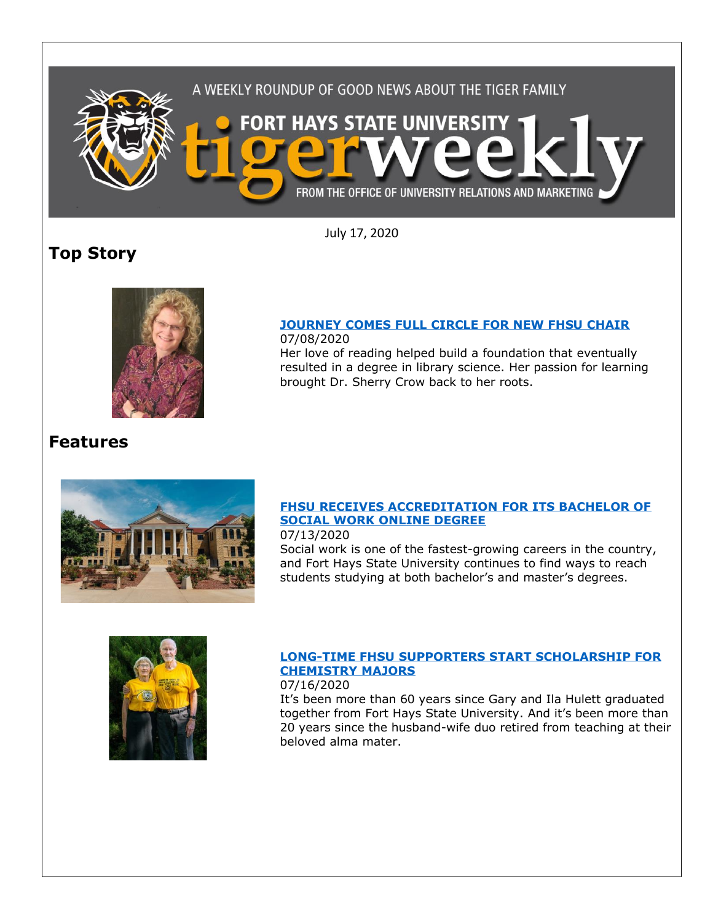A WEEKLY ROUNDUP OF GOOD NEWS ABOUT THE TIGER FAMILY

FORT HAYS STATE UNIVERSITY tigerweekly

FROM THE OFFICE OF UNIVERSITY RELATIONS AND MARKETING

July 17, 2020

# Top Story

## JOURNEY COMES FULL CIRCLE FOR NEW FHSU CHAIR

07/08/2020

Her love of reading helped build a foundation that eventually resulted in a degree in library science. Her passion for learning brought Dr. Sherry Crow back to her roots.

# Features

## FHSU RECEIVES ACCREDITATION FOR ITS BACHELOR OF SOCIAL WORK ONLINE DEGREE

07/13/2020

Social work is one of the fastest-growing careers in the country, and Fort Hays State University continues to find ways to reach students studying at both bachelor's and master's degrees.

## LONG-TIME FHSU SUPPORTERS START SCHOLARSHIP FOR CHEMISTRY MAJORS

07/16/2020

It's been more than 60 years since Gary and Ila Hulett graduated together from Fort Hays State University. And it's been more than 20 years since the husband-wife duo retired from teaching at their beloved alma mater.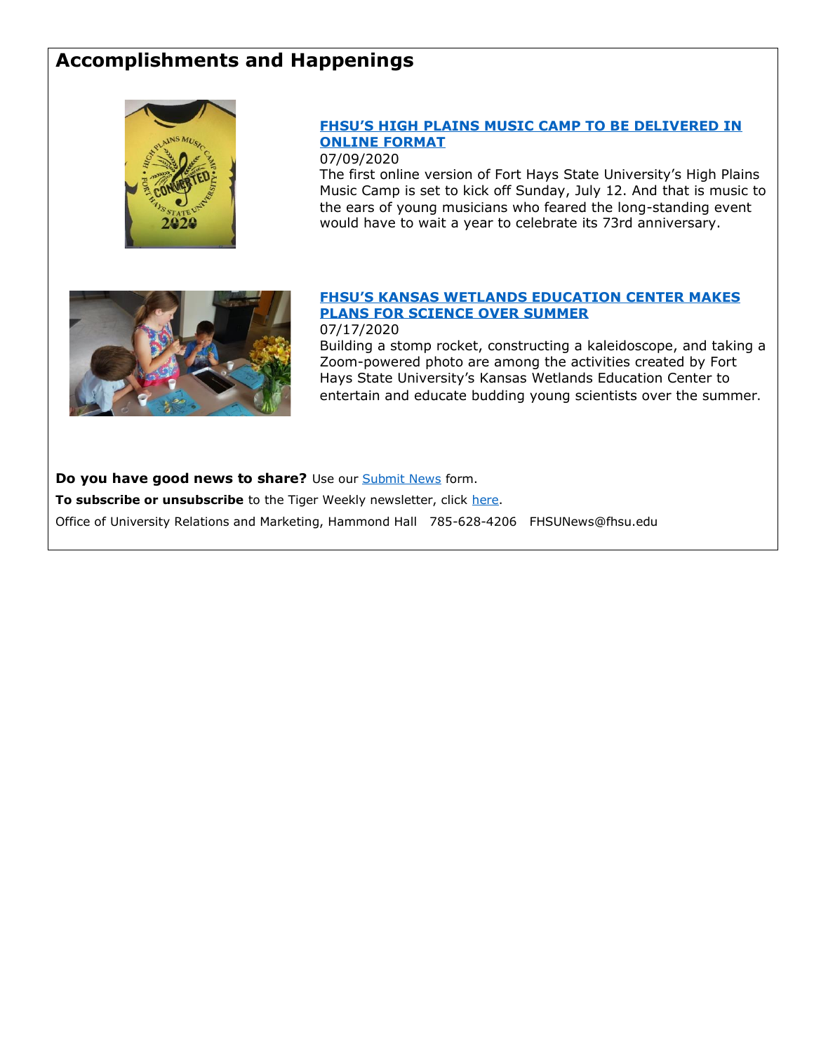## Accomplishments and Happenings

**[FHSU'S HIGH PLAINS MUSIC CAMP TO BE DELIVERED IN ONLINE FORMAT]**

07/09/2020

The first online version of Fort Hays State University's High Plains Music Camp is set to kick off Sunday, July 12. And that is music to the ears of young musicians who feared the long-standing event would have to wait a year to celebrate its 73rd anniversary.

**[FHSU'S KANSAS WETLANDS EDUCATION CENTER MAKES PLANS FOR SCIENCE OVER SUMMER]**

07/17/2020

Building a stomp rocket, constructing a kaleidoscope, and taking a Zoom-powered photo are among the activities created by Fort Hays State University's Kansas Wetlands Education Center to entertain and educate budding young scientists over the summer.

**Do you have good news to share?** Use our Submit News form.

**To subscribe or unsubscribe** to the Tiger Weekly newsletter, click here.

Office of University Relations and Marketing, Hammond Hall 785-628-4206 FHSUNews@fhsu.edu